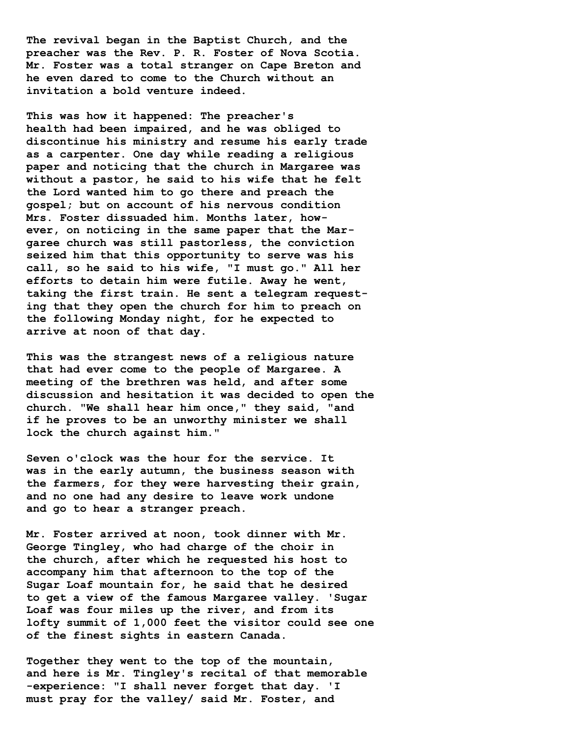The revival began in the Baptist Church, and the preacher was the Rev. P. R. Foster of Nova Scotia. Mr. Foster was a total stranger on Cape Breton and he even dared to come to the Church without an invitation a bold venture indeed.

This was how it happened: The preacher's health had been impaired, and he was obliged to discontinue his ministry and resume his early trade as a carpenter. One day while reading a religious paper and noticing that the church in Margaree was without a pastor, he said to his wife that he felt the Lord wanted him to go there and preach the gospel; but on account of his nervous condition Mrs. Foster dissuaded him. Months later, however, on noticing in the same paper that the Margaree church was still pastorless, the conviction seized him that this opportunity to serve was his call, so he said to his wife, "I must go." All her efforts to detain him were futile. Away he went, taking the first train. He sent a telegram requesting that they open the church for him to preach on the following Monday night, for he expected to arrive at noon of that day.

This was the strangest news of a religious nature that had ever come to the people of Margaree. A meeting of the brethren was held, and after some discussion and hesitation it was decided to open the church. "We shall hear him once," they said, "and if he proves to be an unworthy minister we shall lock the church against him."

Seven o'clock was the hour for the service. It was in the early autumn, the business season with the farmers, for they were harvesting their grain, and no one had any desire to leave work undone and go to hear a stranger preach.

Mr. Foster arrived at noon, took dinner with Mr. George Tingley, who had charge of the choir in the church, after which he requested his host to accompany him that afternoon to the top of the Sugar Loaf mountain for, he said that he desired to get a view of the famous Margaree valley. 'Sugar Loaf was four miles up the river, and from its lofty summit of 1,000 feet the visitor could see one of the finest sights in eastern Canada.

Together they went to the top of the mountain, and here is Mr. Tingley's recital of that memorable -experience: "I shall never forget that day. 'I must pray for the valley/ said Mr. Foster, and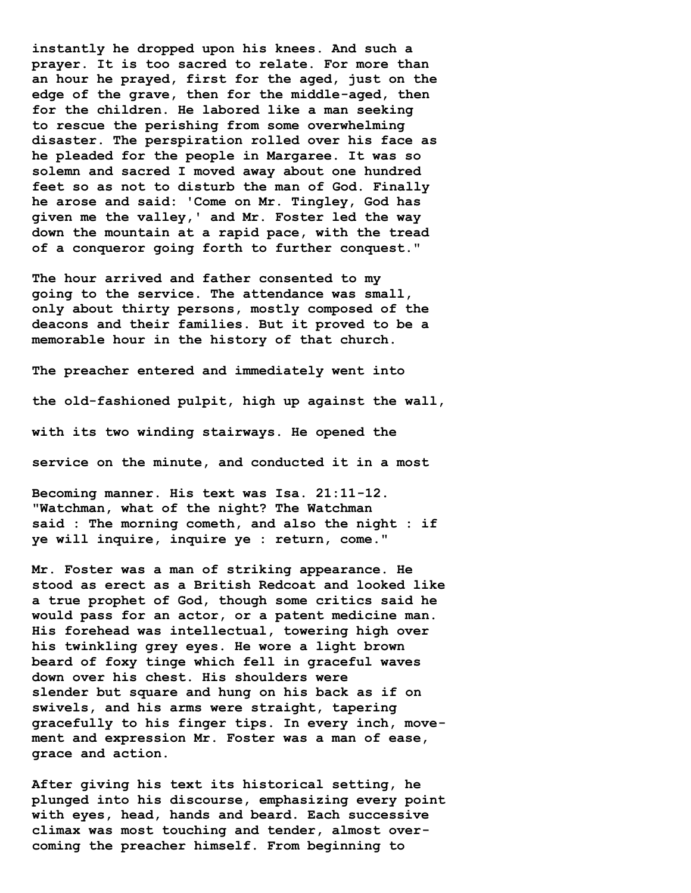instantly he dropped upon his knees. And such a prayer. It is too sacred to relate. For more than an hour he prayed, first for the aged, just on the edge of the grave, then for the middle-aged, then for the children. He labored like a man seeking to rescue the perishing from some overwhelming disaster. The perspiration rolled over his face as he pleaded for the people in Margaree. It was so solemn and sacred I moved away about one hundred feet so as not to disturb the man of God. Finally he arose and said: 'Come on Mr. Tingley, God has given me the valley,' and Mr. Foster led the way down the mountain at a rapid pace, with the tread of a conqueror going forth to further conquest."

The hour arrived and father consented to my going to the service. The attendance was small, only about thirty persons, mostly composed of the deacons and their families. But it proved to be a memorable hour in the history of that church.

The preacher entered and immediately went into the old-fashioned pulpit, high up against the wall, with its two winding stairways. He opened the service on the minute, and conducted it in a most Becoming manner. His text was Isa. 21:11-12. "Watchman, what of the night? The Watchman said : The morning cometh, and also the night : if ye will inquire, inquire ye : return, come."

Mr. Foster was a man of striking appearance. He stood as erect as a British Redcoat and looked like a true prophet of God, though some critics said he would pass for an actor, or a patent medicine man. His forehead was intellectual, towering high over his twinkling grey eyes. He wore a light brown beard of foxy tinge which fell in graceful waves down over his chest. His shoulders were slender but square and hung on his back as if on swivels, and his arms were straight, tapering gracefully to his finger tips. In every inch, movement and expression Mr. Foster was a man of ease, grace and action.

After giving his text its historical setting, he plunged into his discourse, emphasizing every point with eyes, head, hands and beard. Each successive climax was most touching and tender, almost overcoming the preacher himself. From beginning to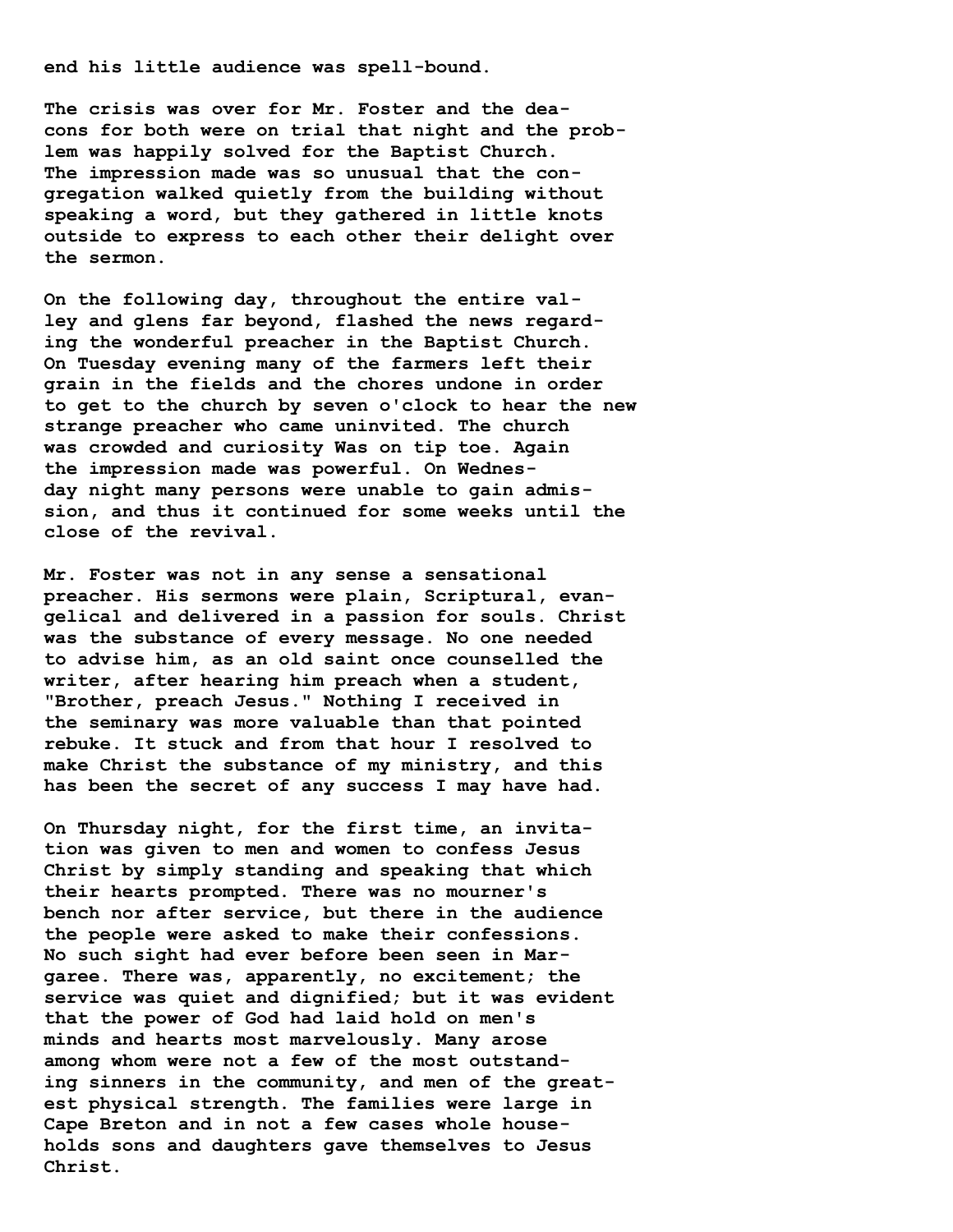end his little audience was spell-bound.

The crisis was over for Mr. Foster and the deacons for both were on trial that night and the problem was happily solved for the Baptist Church. The impression made was so unusual that the congregation walked quietly from the building without speaking a word, but they gathered in little knots outside to express to each other their delight over the sermon.

On the following day, throughout the entire valley and glens far beyond, flashed the news regarding the wonderful preacher in the Baptist Church. On Tuesday evening many of the farmers left their grain in the fields and the chores undone in order to get to the church by seven o'clock to hear the new strange preacher who came uninvited. The church was crowded and curiosity Was on tip toe. Again the impression made was powerful. On Wednesday night many persons were unable to gain admission, and thus it continued for some weeks until the close of the revival.

Mr. Foster was not in any sense a sensational preacher. His sermons were plain, Scriptural, evangelical and delivered in a passion for souls. Christ was the substance of every message. No one needed to advise him, as an old saint once counselled the writer, after hearing him preach when a student, "Brother, preach Jesus." Nothing I received in the seminary was more valuable than that pointed rebuke. It stuck and from that hour I resolved to make Christ the substance of my ministry, and this has been the secret of any success I may have had.

On Thursday night, for the first time, an invitation was given to men and women to confess Jesus Christ by simply standing and speaking that which their hearts prompted. There was no mourner's bench nor after service, but there in the audience the people were asked to make their confessions. No such sight had ever before been seen in Margaree. There was, apparently, no excitement; the service was quiet and dignified; but it was evident that the power of God had laid hold on men's minds and hearts most marvelously. Many arose among whom were not a few of the most outstanding sinners in the community, and men of the greatest physical strength. The families were large in Cape Breton and in not a few cases whole households sons and daughters gave themselves to Jesus Christ.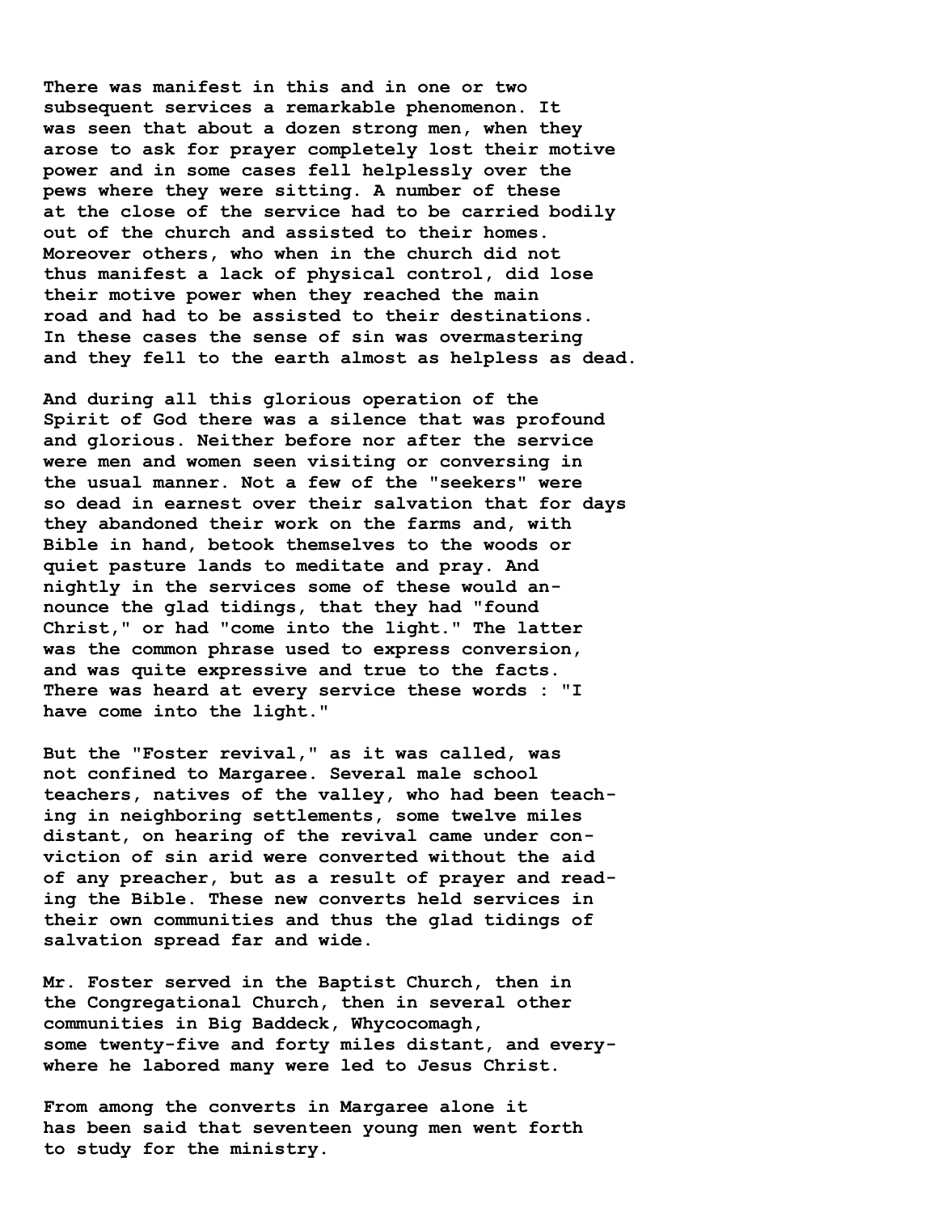There was manifest in this and in one or two subsequent services a remarkable phenomenon. It was seen that about a dozen strong men, when they arose to ask for prayer completely lost their motive power and in some cases fell helplessly over the pews where they were sitting. A number of these at the close of the service had to be carried bodily out of the church and assisted to their homes. Moreover others, who when in the church did not thus manifest a lack of physical control, did lose their motive power when they reached the main road and had to be assisted to their destinations. In these cases the sense of sin was overmastering and they fell to the earth almost as helpless as dead.

And during all this glorious operation of the Spirit of God there was a silence that was profound and glorious. Neither before nor after the service were men and women seen visiting or conversing in the usual manner. Not a few of the "seekers" were so dead in earnest over their salvation that for days they abandoned their work on the farms and, with Bible in hand, betook themselves to the woods or quiet pasture lands to meditate and pray. And nightly in the services some of these would announce the glad tidings, that they had "found Christ," or had "come into the light." The latter was the common phrase used to express conversion, and was quite expressive and true to the facts. There was heard at every service these words : "I have come into the light."

But the "Foster revival," as it was called, was not confined to Margaree. Several male school teachers, natives of the valley, who had been teaching in neighboring settlements, some twelve miles distant, on hearing of the revival came under conviction of sin arid were converted without the aid of any preacher, but as a result of prayer and reading the Bible. These new converts held services in their own communities and thus the glad tidings of salvation spread far and wide.

Mr. Foster served in the Baptist Church, then in the Congregational Church, then in several other communities in Big Baddeck, Whycocomagh, some twenty-five and forty miles distant, and everywhere he labored many were led to Jesus Christ.

From among the converts in Margaree alone it has been said that seventeen young men went forth to study for the ministry.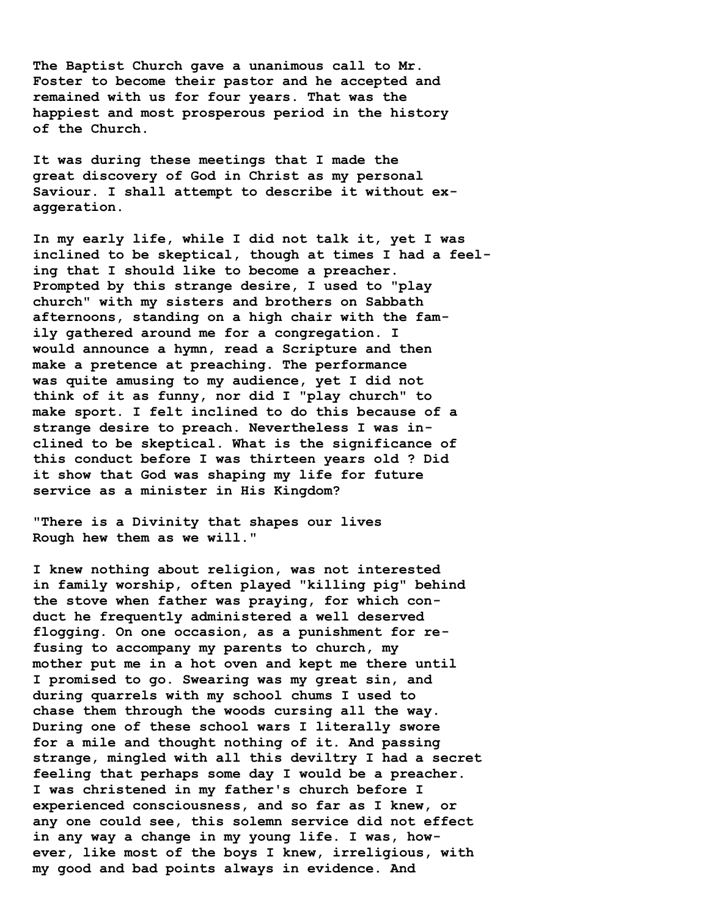The Baptist Church gave a unanimous call to Mr. Foster to become their pastor and he accepted and remained with us for four years. That was the happiest and most prosperous period in the history of the Church.

It was during these meetings that I made the great discovery of God in Christ as my personal Saviour. I shall attempt to describe it without exaggeration.

In my early life, while I did not talk it, yet I was inclined to be skeptical, though at times I had a feeling that I should like to become a preacher. Prompted by this strange desire, I used to "play church" with my sisters and brothers on Sabbath afternoons, standing on a high chair with the family gathered around me for a congregation. I would announce a hymn, read a Scripture and then make a pretence at preaching. The performance was quite amusing to my audience, yet I did not think of it as funny, nor did I "play church" to make sport. I felt inclined to do this because of a strange desire to preach. Nevertheless I was inclined to be skeptical. What is the significance of this conduct before I was thirteen years old ? Did it show that God was shaping my life for future service as a minister in His Kingdom?

"There is a Divinity that shapes our lives
Rough hew them as we will."

I knew nothing about religion, was not interested in family worship, often played "killing pig" behind the stove when father was praying, for which conduct he frequently administered a well deserved flogging. On one occasion, as a punishment for refusing to accompany my parents to church, my mother put me in a hot oven and kept me there until I promised to go. Swearing was my great sin, and during quarrels with my school chums I used to chase them through the woods cursing all the way. During one of these school wars I literally swore for a mile and thought nothing of it. And passing strange, mingled with all this deviltry I had a secret feeling that perhaps some day I would be a preacher. I was christened in my father's church before I experienced consciousness, and so far as I knew, or any one could see, this solemn service did not effect in any way a change in my young life. I was, however, like most of the boys I knew, irreligious, with my good and bad points always in evidence. And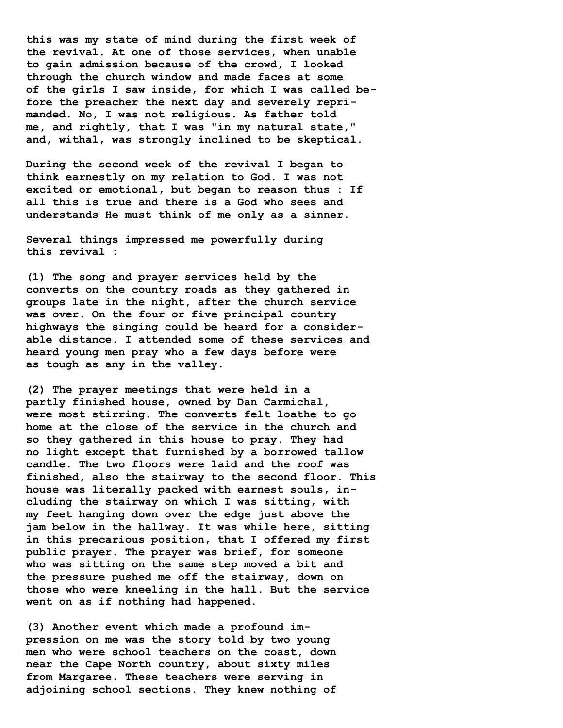this was my state of mind during the first week of the revival. At one of those services, when unable to gain admission because of the crowd, I looked through the church window and made faces at some of the girls I saw inside, for which I was called before the preacher the next day and severely reprimanded. No, I was not religious. As father told me, and rightly, that I was "in my natural state," and, withal, was strongly inclined to be skeptical.

During the second week of the revival I began to think earnestly on my relation to God. I was not excited or emotional, but began to reason thus : If all this is true and there is a God who sees and understands He must think of me only as a sinner.

Several things impressed me powerfully during this revival :

(1) The song and prayer services held by the converts on the country roads as they gathered in groups late in the night, after the church service was over. On the four or five principal country highways the singing could be heard for a considerable distance. I attended some of these services and heard young men pray who a few days before were as tough as any in the valley.

(2) The prayer meetings that were held in a partly finished house, owned by Dan Carmichal, were most stirring. The converts felt loathe to go home at the close of the service in the church and so they gathered in this house to pray. They had no light except that furnished by a borrowed tallow candle. The two floors were laid and the roof was finished, also the stairway to the second floor. This house was literally packed with earnest souls, including the stairway on which I was sitting, with my feet hanging down over the edge just above the jam below in the hallway. It was while here, sitting in this precarious position, that I offered my first public prayer. The prayer was brief, for someone who was sitting on the same step moved a bit and the pressure pushed me off the stairway, down on those who were kneeling in the hall. But the service went on as if nothing had happened.

(3) Another event which made a profound impression on me was the story told by two young men who were school teachers on the coast, down near the Cape North country, about sixty miles from Margaree. These teachers were serving in adjoining school sections. They knew nothing of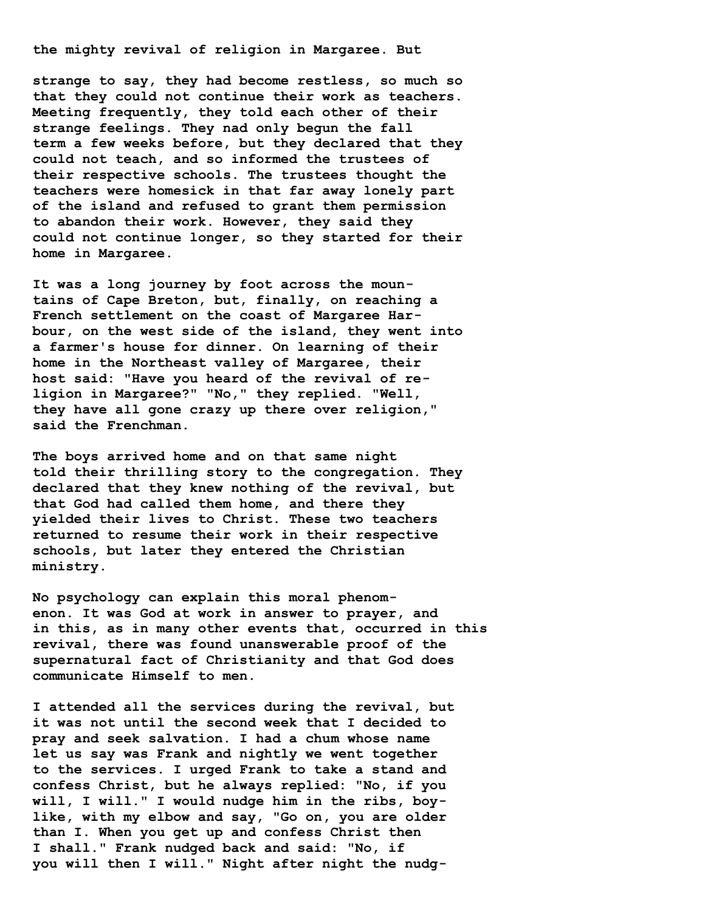the mighty revival of religion in Margaree. But

strange to say, they had become restless, so much so that they could not continue their work as teachers. Meeting frequently, they told each other of their strange feelings. They nad only begun the fall term a few weeks before, but they declared that they could not teach, and so informed the trustees of their respective schools. The trustees thought the teachers were homesick in that far away lonely part of the island and refused to grant them permission to abandon their work. However, they said they could not continue longer, so they started for their home in Margaree.

It was a long journey by foot across the mountains of Cape Breton, but, finally, on reaching a French settlement on the coast of Margaree Harbour, on the west side of the island, they went into a farmer's house for dinner. On learning of their home in the Northeast valley of Margaree, their host said: "Have you heard of the revival of religion in Margaree?" "No," they replied. "Well, they have all gone crazy up there over religion," said the Frenchman.

The boys arrived home and on that same night told their thrilling story to the congregation. They declared that they knew nothing of the revival, but that God had called them home, and there they yielded their lives to Christ. These two teachers returned to resume their work in their respective schools, but later they entered the Christian ministry.

No psychology can explain this moral phenomenon. It was God at work in answer to prayer, and in this, as in many other events that, occurred in this revival, there was found unanswerable proof of the supernatural fact of Christianity and that God does communicate Himself to men.

I attended all the services during the revival, but it was not until the second week that I decided to pray and seek salvation. I had a chum whose name let us say was Frank and nightly we went together to the services. I urged Frank to take a stand and confess Christ, but he always replied: "No, if you will, I will." I would nudge him in the ribs, boy-like, with my elbow and say, "Go on, you are older than I. When you get up and confess Christ then I shall." Frank nudged back and said: "No, if you will then I will." Night after night the nudg-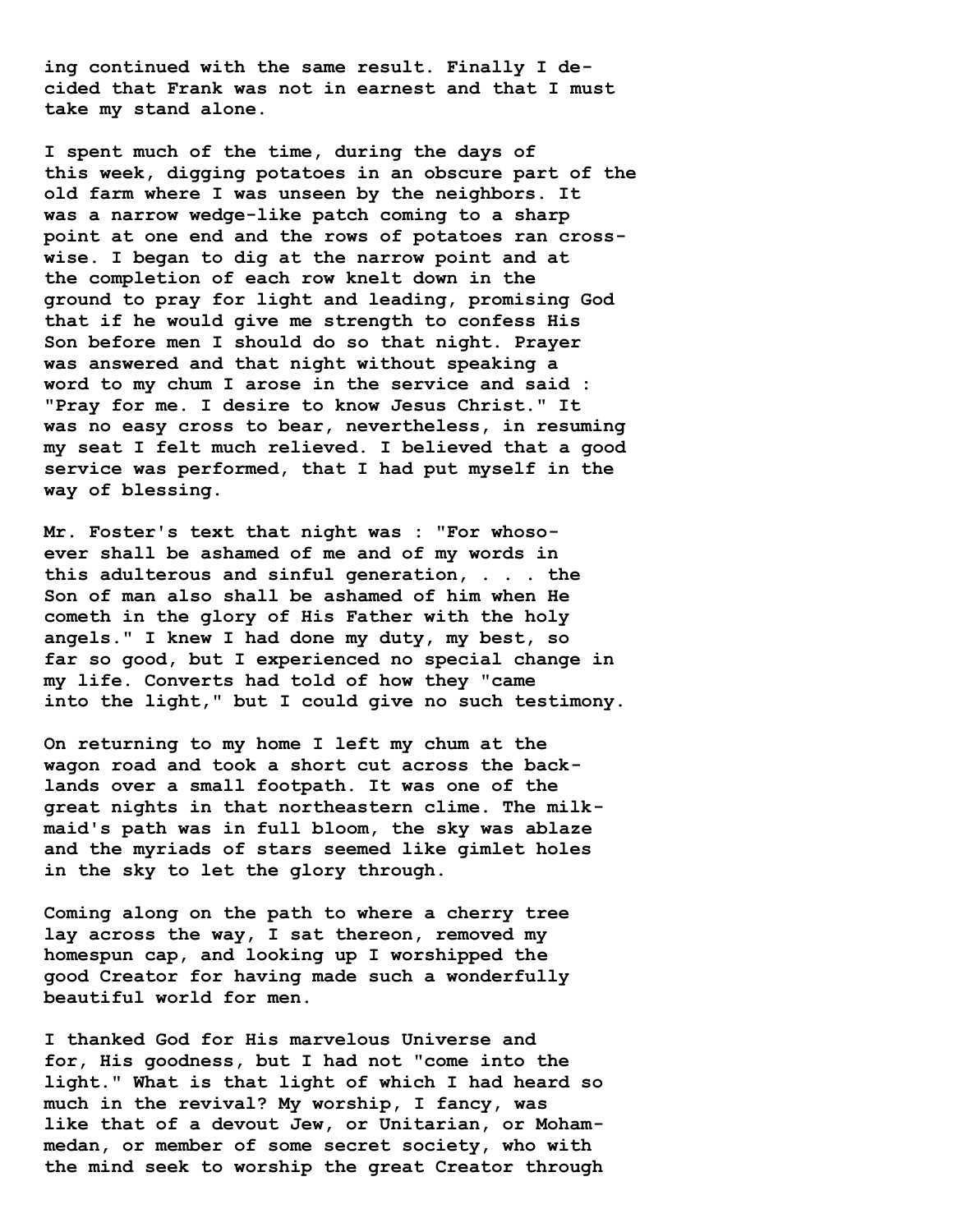ing continued with the same result. Finally I decided that Frank was not in earnest and that I must take my stand alone.

I spent much of the time, during the days of this week, digging potatoes in an obscure part of the old farm where I was unseen by the neighbors. It was a narrow wedge-like patch coming to a sharp point at one end and the rows of potatoes ran crosswise. I began to dig at the narrow point and at the completion of each row knelt down in the ground to pray for light and leading, promising God that if he would give me strength to confess His Son before men I should do so that night. Prayer was answered and that night without speaking a word to my chum I arose in the service and said : "Pray for me. I desire to know Jesus Christ." It was no easy cross to bear, nevertheless, in resuming my seat I felt much relieved. I believed that a good service was performed, that I had put myself in the way of blessing.

Mr. Foster's text that night was : "For whosoever shall be ashamed of me and of my words in this adulterous and sinful generation, . . . the Son of man also shall be ashamed of him when He cometh in the glory of His Father with the holy angels." I knew I had done my duty, my best, so far so good, but I experienced no special change in my life. Converts had told of how they "came into the light," but I could give no such testimony.

On returning to my home I left my chum at the wagon road and took a short cut across the backlands over a small footpath. It was one of the great nights in that northeastern clime. The milkmaid's path was in full bloom, the sky was ablaze and the myriads of stars seemed like gimlet holes in the sky to let the glory through.

Coming along on the path to where a cherry tree lay across the way, I sat thereon, removed my homespun cap, and looking up I worshipped the good Creator for having made such a wonderfully beautiful world for men.

I thanked God for His marvelous Universe and for, His goodness, but I had not "come into the light." What is that light of which I had heard so much in the revival? My worship, I fancy, was like that of a devout Jew, or Unitarian, or Mohammedan, or member of some secret society, who with the mind seek to worship the great Creator through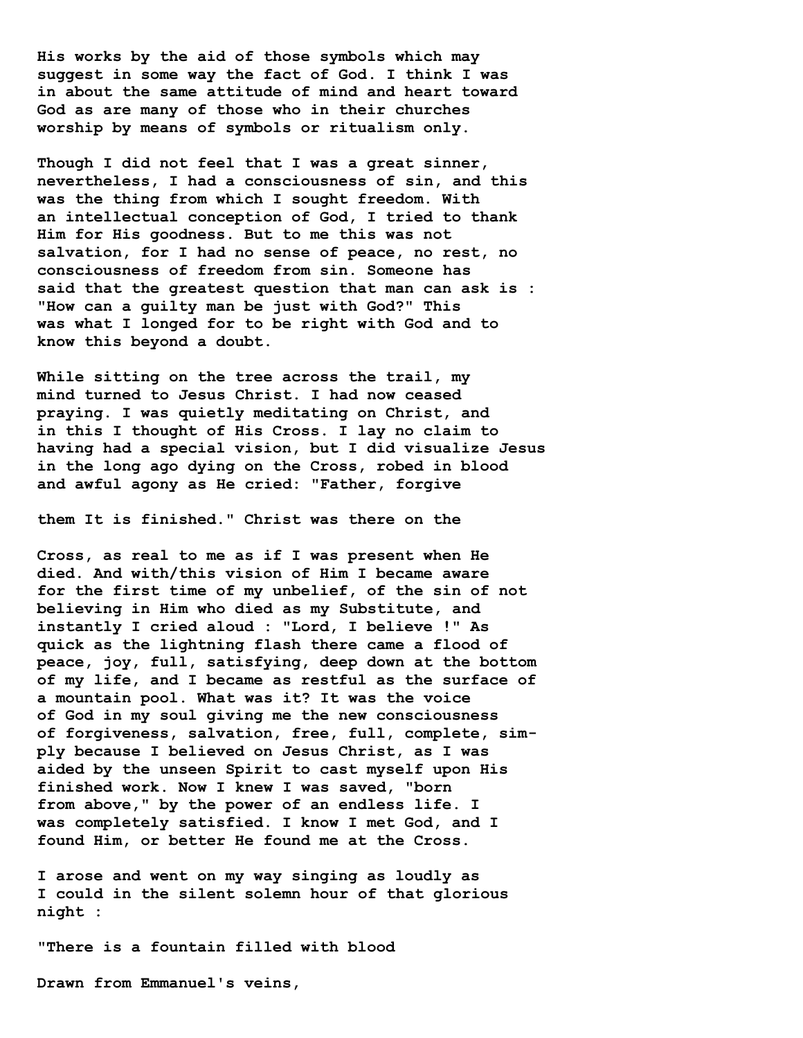His works by the aid of those symbols which may suggest in some way the fact of God. I think I was in about the same attitude of mind and heart toward God as are many of those who in their churches worship by means of symbols or ritualism only.

Though I did not feel that I was a great sinner, nevertheless, I had a consciousness of sin, and this was the thing from which I sought freedom. With an intellectual conception of God, I tried to thank Him for His goodness. But to me this was not salvation, for I had no sense of peace, no rest, no consciousness of freedom from sin. Someone has said that the greatest question that man can ask is : "How can a guilty man be just with God?" This was what I longed for to be right with God and to know this beyond a doubt.

While sitting on the tree across the trail, my mind turned to Jesus Christ. I had now ceased praying. I was quietly meditating on Christ, and in this I thought of His Cross. I lay no claim to having had a special vision, but I did visualize Jesus in the long ago dying on the Cross, robed in blood and awful agony as He cried: "Father, forgive

them It is finished." Christ was there on the

Cross, as real to me as if I was present when He died. And with/this vision of Him I became aware for the first time of my unbelief, of the sin of not believing in Him who died as my Substitute, and instantly I cried aloud : "Lord, I believe !" As quick as the lightning flash there came a flood of peace, joy, full, satisfying, deep down at the bottom of my life, and I became as restful as the surface of a mountain pool. What was it? It was the voice of God in my soul giving me the new consciousness of forgiveness, salvation, free, full, complete, simply because I believed on Jesus Christ, as I was aided by the unseen Spirit to cast myself upon His finished work. Now I knew I was saved, "born from above," by the power of an endless life. I was completely satisfied. I know I met God, and I found Him, or better He found me at the Cross.

I arose and went on my way singing as loudly as I could in the silent solemn hour of that glorious night :

"There is a fountain filled with blood

Drawn from Emmanuel's veins,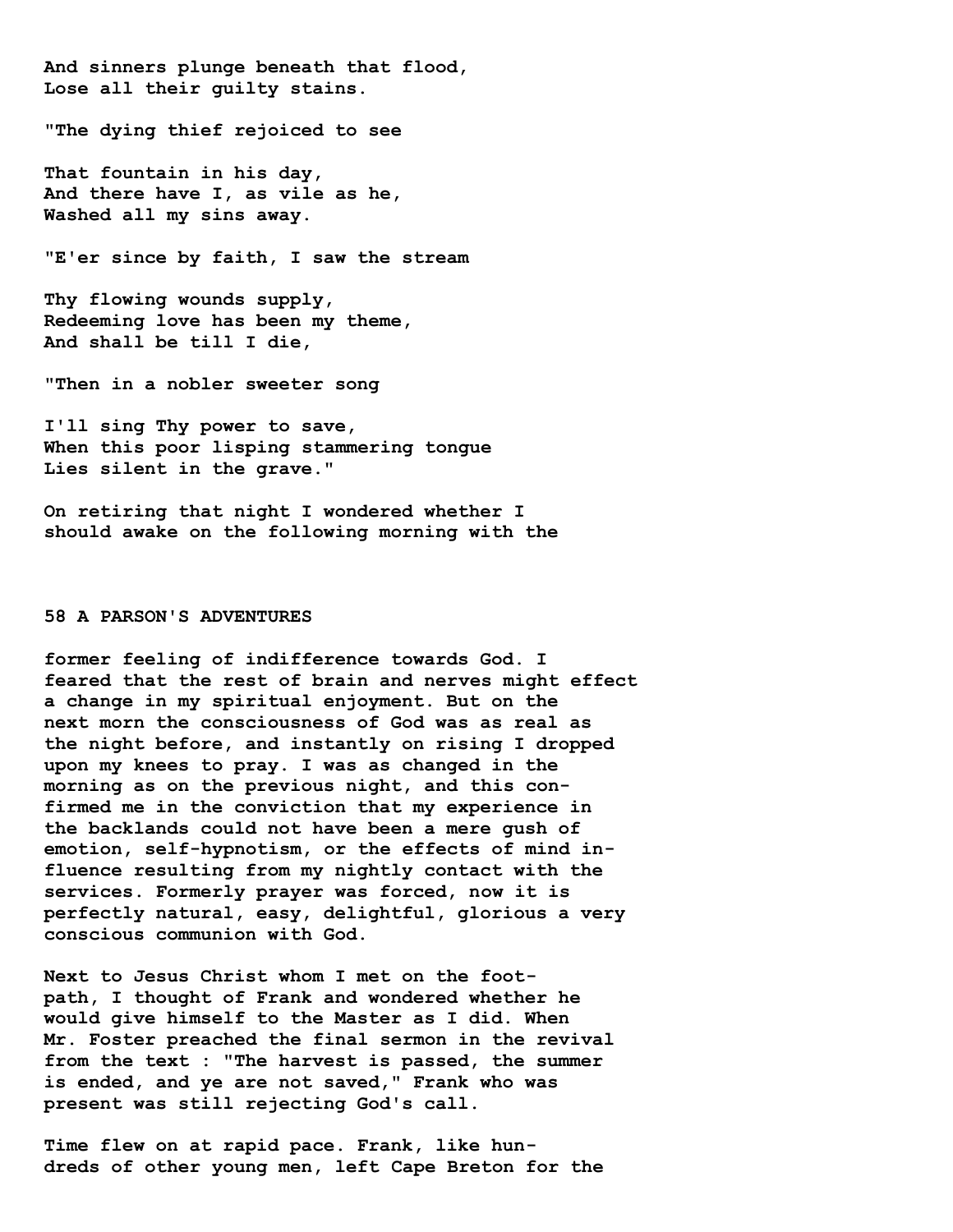And sinners plunge beneath that flood,
Lose all their guilty stains.

"The dying thief rejoiced to see

That fountain in his day,
And there have I, as vile as he,
Washed all my sins away.

"E'er since by faith, I saw the stream

Thy flowing wounds supply,
Redeeming love has been my theme,
And shall be till I die,

"Then in a nobler sweeter song

I'll sing Thy power to save,
When this poor lisping stammering tongue
Lies silent in the grave."

On retiring that night I wondered whether I should awake on the following morning with the former feeling of indifference towards God. I feared that the rest of brain and nerves might effect a change in my spiritual enjoyment. But on the next morn the consciousness of God was as real as the night before, and instantly on rising I dropped upon my knees to pray. I was as changed in the morning as on the previous night, and this confirmed me in the conviction that my experience in the backlands could not have been a mere gush of emotion, self-hypnotism, or the effects of mind influence resulting from my nightly contact with the services. Formerly prayer was forced, now it is perfectly natural, easy, delightful, glorious a very conscious communion with God.

Next to Jesus Christ whom I met on the footpath, I thought of Frank and wondered whether he would give himself to the Master as I did. When Mr. Foster preached the final sermon in the revival from the text : "The harvest is passed, the summer is ended, and ye are not saved," Frank who was present was still rejecting God's call.

Time flew on at rapid pace. Frank, like hundreds of other young men, left Cape Breton for the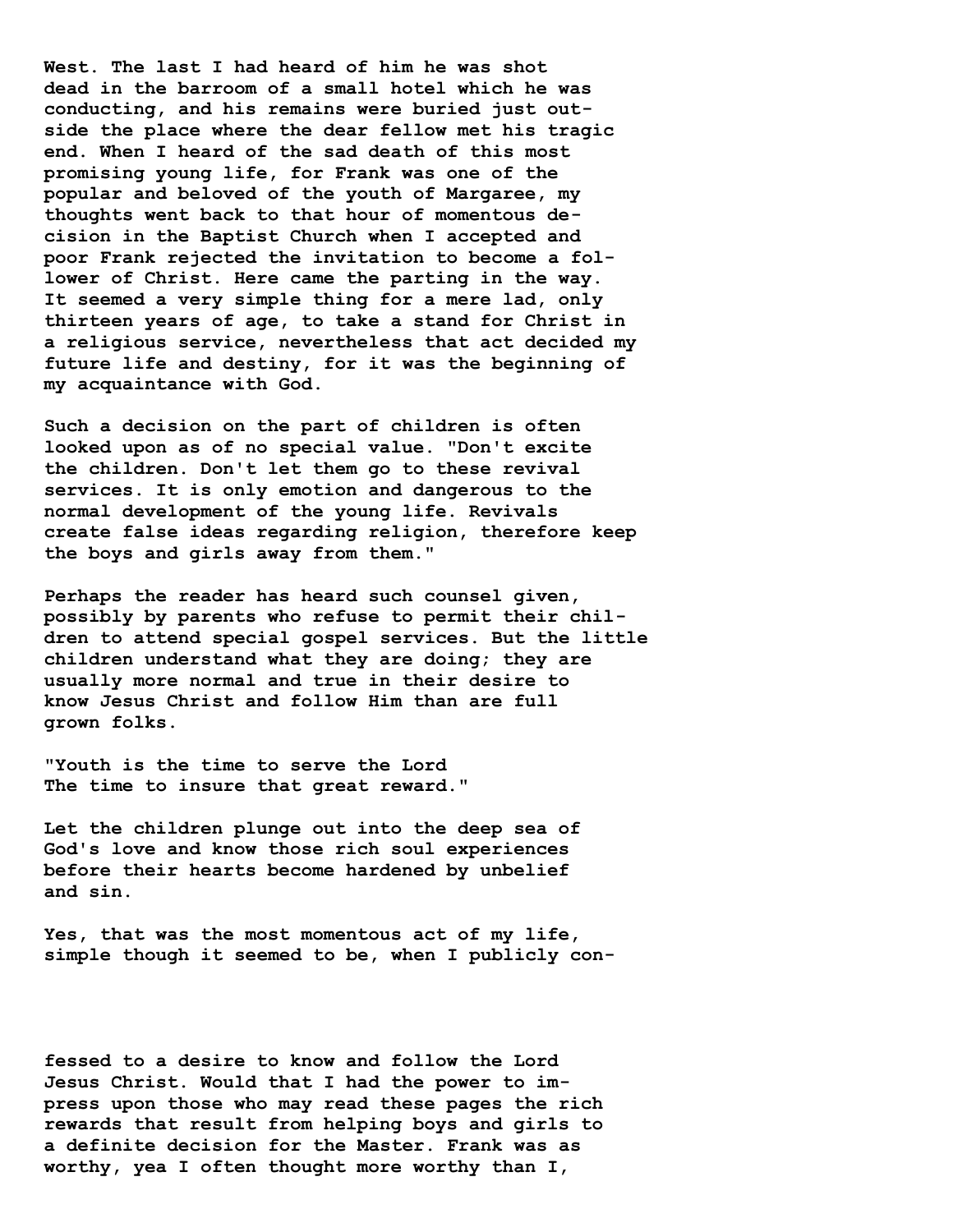West. The last I had heard of him he was shot dead in the barroom of a small hotel which he was conducting, and his remains were buried just outside the place where the dear fellow met his tragic end. When I heard of the sad death of this most promising young life, for Frank was one of the popular and beloved of the youth of Margaree, my thoughts went back to that hour of momentous decision in the Baptist Church when I accepted and poor Frank rejected the invitation to become a follower of Christ. Here came the parting in the way. It seemed a very simple thing for a mere lad, only thirteen years of age, to take a stand for Christ in a religious service, nevertheless that act decided my future life and destiny, for it was the beginning of my acquaintance with God.

Such a decision on the part of children is often looked upon as of no special value. "Don't excite the children. Don't let them go to these revival services. It is only emotion and dangerous to the normal development of the young life. Revivals create false ideas regarding religion, therefore keep the boys and girls away from them."

Perhaps the reader has heard such counsel given, possibly by parents who refuse to permit their children to attend special gospel services. But the little children understand what they are doing; they are usually more normal and true in their desire to know Jesus Christ and follow Him than are full grown folks.

"Youth is the time to serve the Lord
The time to insure that great reward."

Let the children plunge out into the deep sea of God's love and know those rich soul experiences before their hearts become hardened by unbelief and sin.

Yes, that was the most momentous act of my life, simple though it seemed to be, when I publicly confessed to a desire to know and follow the Lord Jesus Christ. Would that I had the power to impress upon those who may read these pages the rich rewards that result from helping boys and girls to a definite decision for the Master. Frank was as worthy, yea I often thought more worthy than I,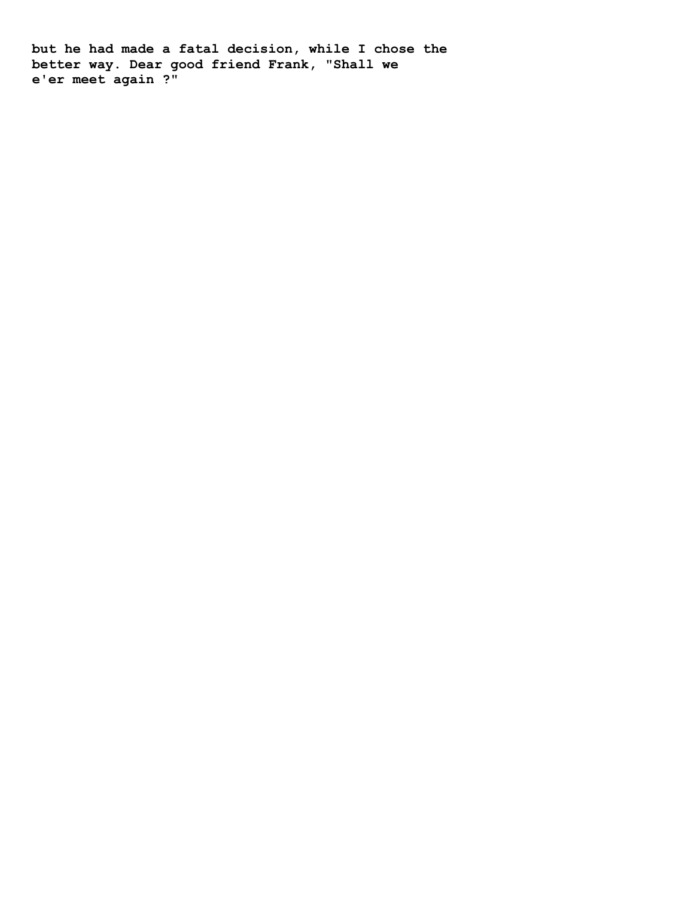**but he had made a fatal decision, while I chose the better way. Dear good friend Frank, "Shall we e'er meet again ?"**